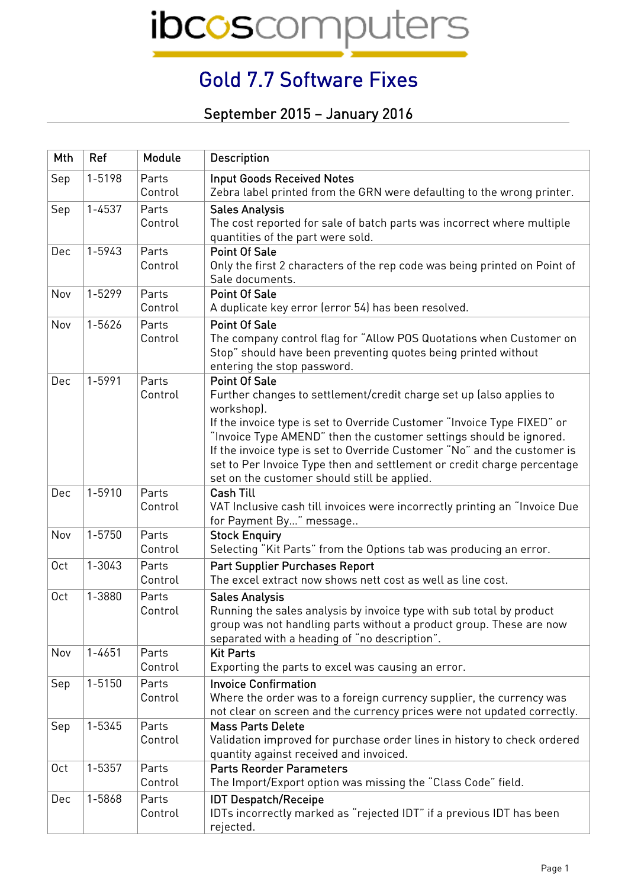ibcoscomputers

# Gold 7.7 Software Fixes

## September 2015 – January 2016

| Mth | Ref | Module | Description |
|---|---|---|---|
| Sep | 1-5198 | Parts Control | Input Goods Received Notes<br>Zebra label printed from the GRN were defaulting to the wrong printer. |
| Sep | 1-4537 | Parts Control | Sales Analysis<br>The cost reported for sale of batch parts was incorrect where multiple quantities of the part were sold. |
| Dec | 1-5943 | Parts Control | Point Of Sale<br>Only the first 2 characters of the rep code was being printed on Point of Sale documents. |
| Nov | 1-5299 | Parts Control | Point Of Sale<br>A duplicate key error (error 54) has been resolved. |
| Nov | 1-5626 | Parts Control | Point Of Sale<br>The company control flag for "Allow POS Quotations when Customer on Stop" should have been preventing quotes being printed without entering the stop password. |
| Dec | 1-5991 | Parts Control | Point Of Sale<br>Further changes to settlement/credit charge set up (also applies to workshop).<br>If the invoice type is set to Override Customer "Invoice Type FIXED" or "Invoice Type AMEND" then the customer settings should be ignored.<br>If the invoice type is set to Override Customer "No" and the customer is set to Per Invoice Type then and settlement or credit charge percentage set on the customer should still be applied. |
| Dec | 1-5910 | Parts Control | Cash Till<br>VAT Inclusive cash till invoices were incorrectly printing an "Invoice Due for Payment By..." message.. |
| Nov | 1-5750 | Parts Control | Stock Enquiry<br>Selecting "Kit Parts" from the Options tab was producing an error. |
| Oct | 1-3043 | Parts Control | Part Supplier Purchases Report<br>The excel extract now shows nett cost as well as line cost. |
| Oct | 1-3880 | Parts Control | Sales Analysis<br>Running the sales analysis by invoice type with sub total by product group was not handling parts without a product group. These are now separated with a heading of "no description". |
| Nov | 1-4651 | Parts Control | Kit Parts<br>Exporting the parts to excel was causing an error. |
| Sep | 1-5150 | Parts Control | Invoice Confirmation<br>Where the order was to a foreign currency supplier, the currency was not clear on screen and the currency prices were not updated correctly. |
| Sep | 1-5345 | Parts Control | Mass Parts Delete<br>Validation improved for purchase order lines in history to check ordered quantity against received and invoiced. |
| Oct | 1-5357 | Parts Control | Parts Reorder Parameters<br>The Import/Export option was missing the "Class Code" field. |
| Dec | 1-5868 | Parts Control | IDT Despatch/Receipe<br>IDTs incorrectly marked as "rejected IDT" if a previous IDT has been rejected. |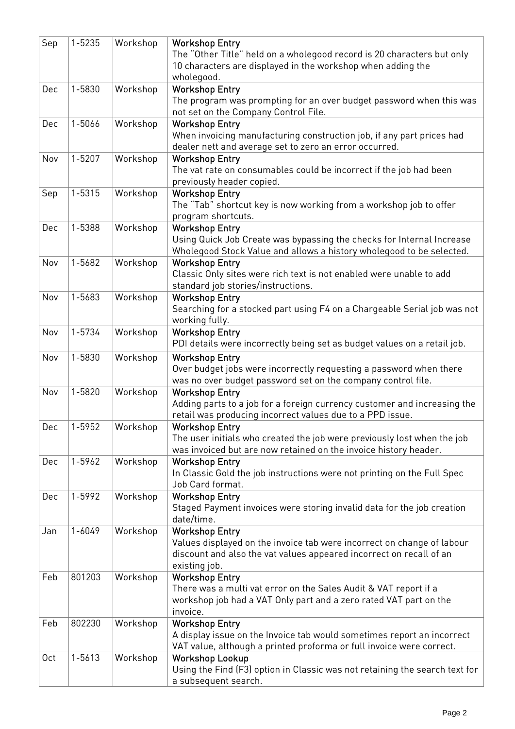| Sep | 1-5235 | Workshop | **Workshop Entry**<br>The "Other Title" held on a wholegood record is 20 characters but only 10 characters are displayed in the workshop when adding the wholegood. |
|---|---|---|---|
| Dec | 1-5830 | Workshop | **Workshop Entry**<br>The program was prompting for an over budget password when this was not set on the Company Control File. |
| Dec | 1-5066 | Workshop | **Workshop Entry**<br>When invoicing manufacturing construction job, if any part prices had dealer nett and average set to zero an error occurred. |
| Nov | 1-5207 | Workshop | **Workshop Entry**<br>The vat rate on consumables could be incorrect if the job had been previously header copied. |
| Sep | 1-5315 | Workshop | **Workshop Entry**<br>The "Tab" shortcut key is now working from a workshop job to offer program shortcuts. |
| Dec | 1-5388 | Workshop | **Workshop Entry**<br>Using Quick Job Create was bypassing the checks for Internal Increase Wholegood Stock Value and allows a history wholegood to be selected. |
| Nov | 1-5682 | Workshop | **Workshop Entry**<br>Classic Only sites were rich text is not enabled were unable to add standard job stories/instructions. |
| Nov | 1-5683 | Workshop | **Workshop Entry**<br>Searching for a stocked part using F4 on a Chargeable Serial job was not working fully. |
| Nov | 1-5734 | Workshop | **Workshop Entry**<br>PDI details were incorrectly being set as budget values on a retail job. |
| Nov | 1-5830 | Workshop | **Workshop Entry**<br>Over budget jobs were incorrectly requesting a password when there was no over budget password set on the company control file. |
| Nov | 1-5820 | Workshop | **Workshop Entry**<br>Adding parts to a job for a foreign currency customer and increasing the retail was producing incorrect values due to a PPD issue. |
| Dec | 1-5952 | Workshop | **Workshop Entry**<br>The user initials who created the job were previously lost when the job was invoiced but are now retained on the invoice history header. |
| Dec | 1-5962 | Workshop | **Workshop Entry**<br>In Classic Gold the job instructions were not printing on the Full Spec Job Card format. |
| Dec | 1-5992 | Workshop | **Workshop Entry**<br>Staged Payment invoices were storing invalid data for the job creation date/time. |
| Jan | 1-6049 | Workshop | **Workshop Entry**<br>Values displayed on the invoice tab were incorrect on change of labour discount and also the vat values appeared incorrect on recall of an existing job. |
| Feb | 801203 | Workshop | **Workshop Entry**<br>There was a multi vat error on the Sales Audit & VAT report if a workshop job had a VAT Only part and a zero rated VAT part on the invoice. |
| Feb | 802230 | Workshop | **Workshop Entry**<br>A display issue on the Invoice tab would sometimes report an incorrect VAT value, although a printed proforma or full invoice were correct. |
| Oct | 1-5613 | Workshop | **Workshop Lookup**<br>Using the Find (F3) option in Classic was not retaining the search text for a subsequent search. |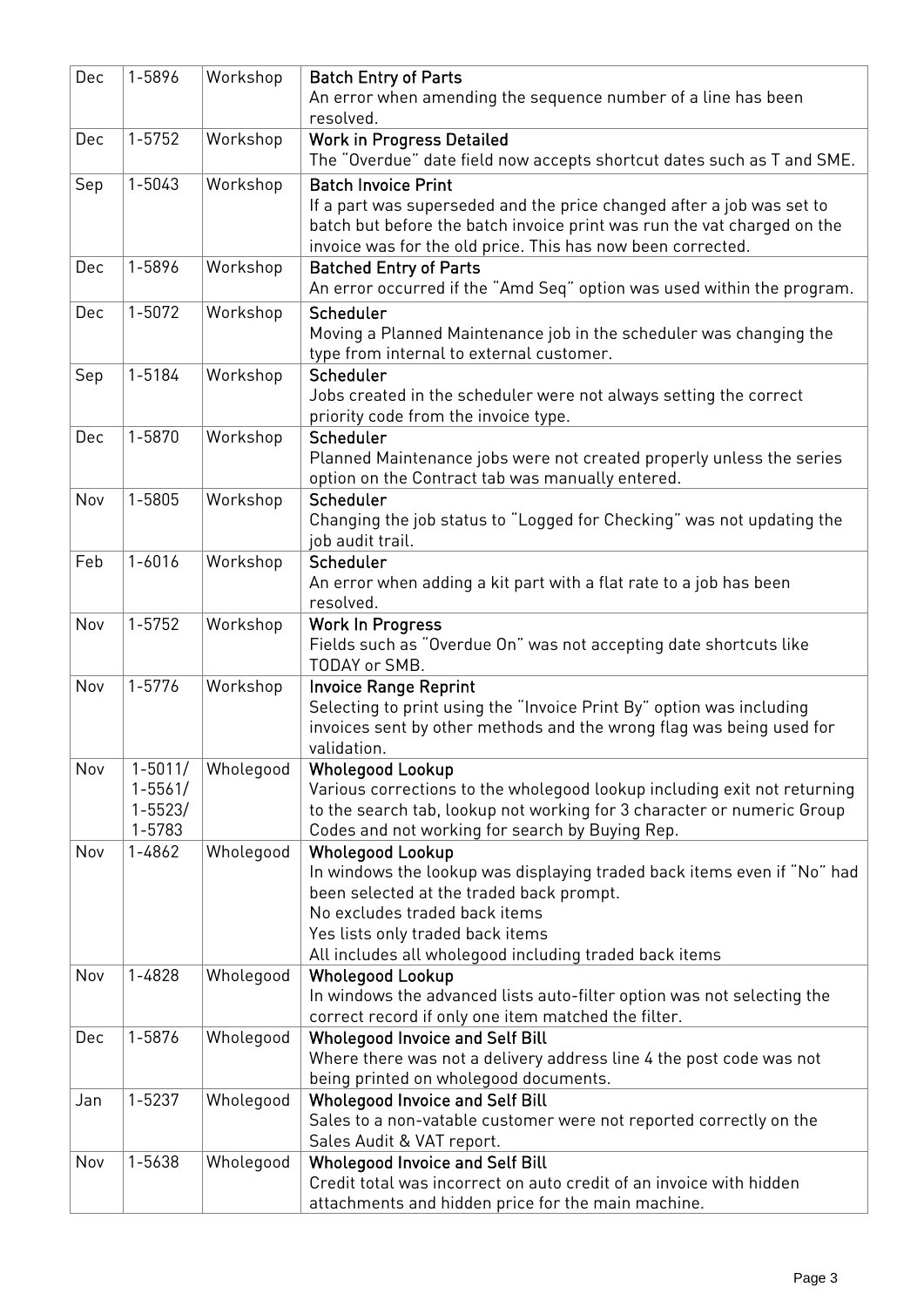| Dec | 1-5896 | Workshop | **Batch Entry of Parts**<br>An error when amending the sequence number of a line has been resolved. |
|---|---|---|---|
| Dec | 1-5752 | Workshop | **Work in Progress Detailed**<br>The "Overdue" date field now accepts shortcut dates such as T and SME. |
| Sep | 1-5043 | Workshop | **Batch Invoice Print**<br>If a part was superseded and the price changed after a job was set to batch but before the batch invoice print was run the vat charged on the invoice was for the old price. This has now been corrected. |
| Dec | 1-5896 | Workshop | **Batched Entry of Parts**<br>An error occurred if the "Amd Seq" option was used within the program. |
| Dec | 1-5072 | Workshop | **Scheduler**<br>Moving a Planned Maintenance job in the scheduler was changing the type from internal to external customer. |
| Sep | 1-5184 | Workshop | **Scheduler**<br>Jobs created in the scheduler were not always setting the correct priority code from the invoice type. |
| Dec | 1-5870 | Workshop | **Scheduler**<br>Planned Maintenance jobs were not created properly unless the series option on the Contract tab was manually entered. |
| Nov | 1-5805 | Workshop | **Scheduler**<br>Changing the job status to "Logged for Checking" was not updating the job audit trail. |
| Feb | 1-6016 | Workshop | **Scheduler**<br>An error when adding a kit part with a flat rate to a job has been resolved. |
| Nov | 1-5752 | Workshop | **Work In Progress**<br>Fields such as "Overdue On" was not accepting date shortcuts like TODAY or SMB. |
| Nov | 1-5776 | Workshop | **Invoice Range Reprint**<br>Selecting to print using the "Invoice Print By" option was including invoices sent by other methods and the wrong flag was being used for validation. |
| Nov | 1-5011/<br>1-5561/<br>1-5523/<br>1-5783 | Wholegood | **Wholegood Lookup**<br>Various corrections to the wholegood lookup including exit not returning to the search tab, lookup not working for 3 character or numeric Group Codes and not working for search by Buying Rep. |
| Nov | 1-4862 | Wholegood | **Wholegood Lookup**<br>In windows the lookup was displaying traded back items even if "No" had been selected at the traded back prompt.<br>No excludes traded back items<br>Yes lists only traded back items<br>All includes all wholegood including traded back items |
| Nov | 1-4828 | Wholegood | **Wholegood Lookup**<br>In windows the advanced lists auto-filter option was not selecting the correct record if only one item matched the filter. |
| Dec | 1-5876 | Wholegood | **Wholegood Invoice and Self Bill**<br>Where there was not a delivery address line 4 the post code was not being printed on wholegood documents. |
| Jan | 1-5237 | Wholegood | **Wholegood Invoice and Self Bill**<br>Sales to a non-vatable customer were not reported correctly on the Sales Audit & VAT report. |
| Nov | 1-5638 | Wholegood | **Wholegood Invoice and Self Bill**<br>Credit total was incorrect on auto credit of an invoice with hidden attachments and hidden price for the main machine. |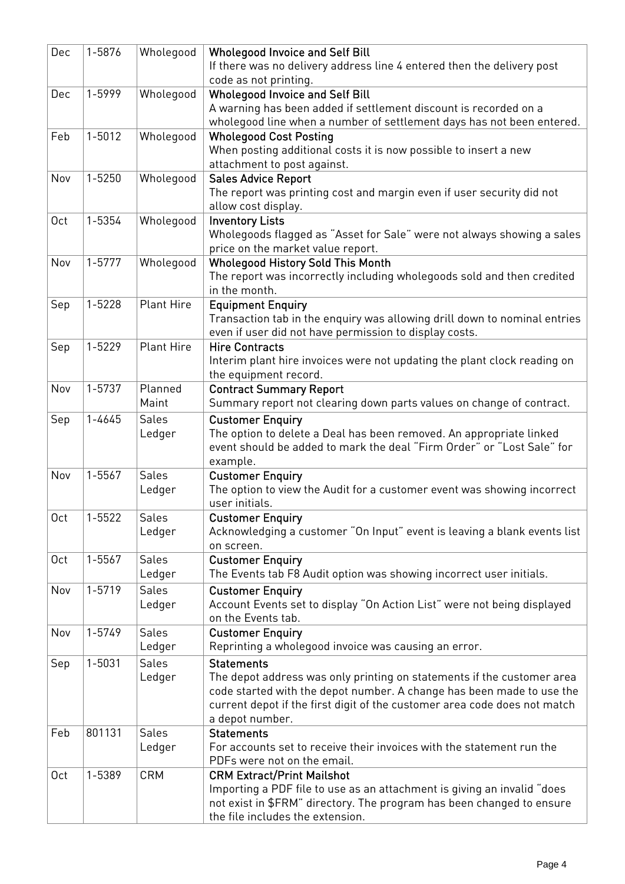| Dec | 1-5876 | Wholegood | **Wholegood Invoice and Self Bill**<br>If there was no delivery address line 4 entered then the delivery post code as not printing. |
|---|---|---|---|
| Dec | 1-5999 | Wholegood | **Wholegood Invoice and Self Bill**<br>A warning has been added if settlement discount is recorded on a wholegood line when a number of settlement days has not been entered. |
| Feb | 1-5012 | Wholegood | **Wholegood Cost Posting**<br>When posting additional costs it is now possible to insert a new attachment to post against. |
| Nov | 1-5250 | Wholegood | **Sales Advice Report**<br>The report was printing cost and margin even if user security did not allow cost display. |
| Oct | 1-5354 | Wholegood | **Inventory Lists**<br>Wholegoods flagged as "Asset for Sale" were not always showing a sales price on the market value report. |
| Nov | 1-5777 | Wholegood | **Wholegood History Sold This Month**<br>The report was incorrectly including wholegoods sold and then credited in the month. |
| Sep | 1-5228 | Plant Hire | **Equipment Enquiry**<br>Transaction tab in the enquiry was allowing drill down to nominal entries even if user did not have permission to display costs. |
| Sep | 1-5229 | Plant Hire | **Hire Contracts**<br>Interim plant hire invoices were not updating the plant clock reading on the equipment record. |
| Nov | 1-5737 | Planned Maint | **Contract Summary Report**<br>Summary report not clearing down parts values on change of contract. |
| Sep | 1-4645 | Sales Ledger | **Customer Enquiry**<br>The option to delete a Deal has been removed. An appropriate linked event should be added to mark the deal "Firm Order" or "Lost Sale" for example. |
| Nov | 1-5567 | Sales Ledger | **Customer Enquiry**<br>The option to view the Audit for a customer event was showing incorrect user initials. |
| Oct | 1-5522 | Sales Ledger | **Customer Enquiry**<br>Acknowledging a customer "On Input" event is leaving a blank events list on screen. |
| Oct | 1-5567 | Sales Ledger | **Customer Enquiry**<br>The Events tab F8 Audit option was showing incorrect user initials. |
| Nov | 1-5719 | Sales Ledger | **Customer Enquiry**<br>Account Events set to display "On Action List" were not being displayed on the Events tab. |
| Nov | 1-5749 | Sales Ledger | **Customer Enquiry**<br>Reprinting a wholegood invoice was causing an error. |
| Sep | 1-5031 | Sales Ledger | **Statements**<br>The depot address was only printing on statements if the customer area code started with the depot number. A change has been made to use the current depot if the first digit of the customer area code does not match a depot number. |
| Feb | 801131 | Sales Ledger | **Statements**<br>For accounts set to receive their invoices with the statement run the PDFs were not on the email. |
| Oct | 1-5389 | CRM | **CRM Extract/Print Mailshot**<br>Importing a PDF file to use as an attachment is giving an invalid "does not exist in $FRM" directory. The program has been changed to ensure the file includes the extension. |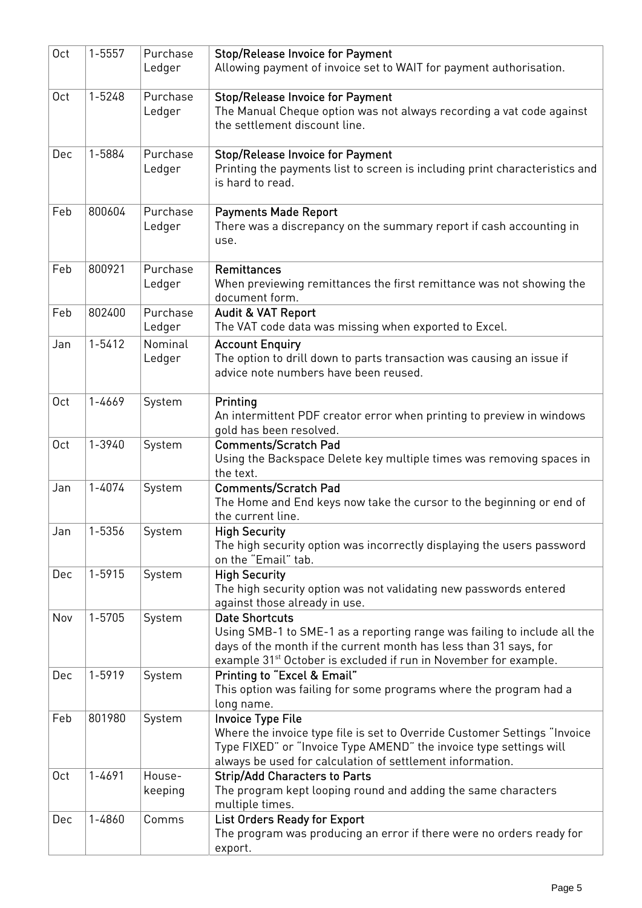| | | | |
|---|---|---|---|
| Oct | 1-5557 | Purchase Ledger | **Stop/Release Invoice for Payment**<br>Allowing payment of invoice set to WAIT for payment authorisation. |
| Oct | 1-5248 | Purchase Ledger | **Stop/Release Invoice for Payment**<br>The Manual Cheque option was not always recording a vat code against the settlement discount line. |
| Dec | 1-5884 | Purchase Ledger | **Stop/Release Invoice for Payment**<br>Printing the payments list to screen is including print characteristics and is hard to read. |
| Feb | 800604 | Purchase Ledger | **Payments Made Report**<br>There was a discrepancy on the summary report if cash accounting in use. |
| Feb | 800921 | Purchase Ledger | **Remittances**<br>When previewing remittances the first remittance was not showing the document form. |
| Feb | 802400 | Purchase Ledger | **Audit & VAT Report**<br>The VAT code data was missing when exported to Excel. |
| Jan | 1-5412 | Nominal Ledger | **Account Enquiry**<br>The option to drill down to parts transaction was causing an issue if advice note numbers have been reused. |
| Oct | 1-4669 | System | **Printing**<br>An intermittent PDF creator error when printing to preview in windows gold has been resolved. |
| Oct | 1-3940 | System | **Comments/Scratch Pad**<br>Using the Backspace Delete key multiple times was removing spaces in the text. |
| Jan | 1-4074 | System | **Comments/Scratch Pad**<br>The Home and End keys now take the cursor to the beginning or end of the current line. |
| Jan | 1-5356 | System | **High Security**<br>The high security option was incorrectly displaying the users password on the "Email" tab. |
| Dec | 1-5915 | System | **High Security**<br>The high security option was not validating new passwords entered against those already in use. |
| Nov | 1-5705 | System | **Date Shortcuts**<br>Using SMB-1 to SME-1 as a reporting range was failing to include all the days of the month if the current month has less than 31 says, for example 31st October is excluded if run in November for example. |
| Dec | 1-5919 | System | **Printing to "Excel & Email"**<br>This option was failing for some programs where the program had a long name. |
| Feb | 801980 | System | **Invoice Type File**<br>Where the invoice type file is set to Override Customer Settings "Invoice Type FIXED" or "Invoice Type AMEND" the invoice type settings will always be used for calculation of settlement information. |
| Oct | 1-4691 | House-keeping | **Strip/Add Characters to Parts**<br>The program kept looping round and adding the same characters multiple times. |
| Dec | 1-4860 | Comms | **List Orders Ready for Export**<br>The program was producing an error if there were no orders ready for export. |